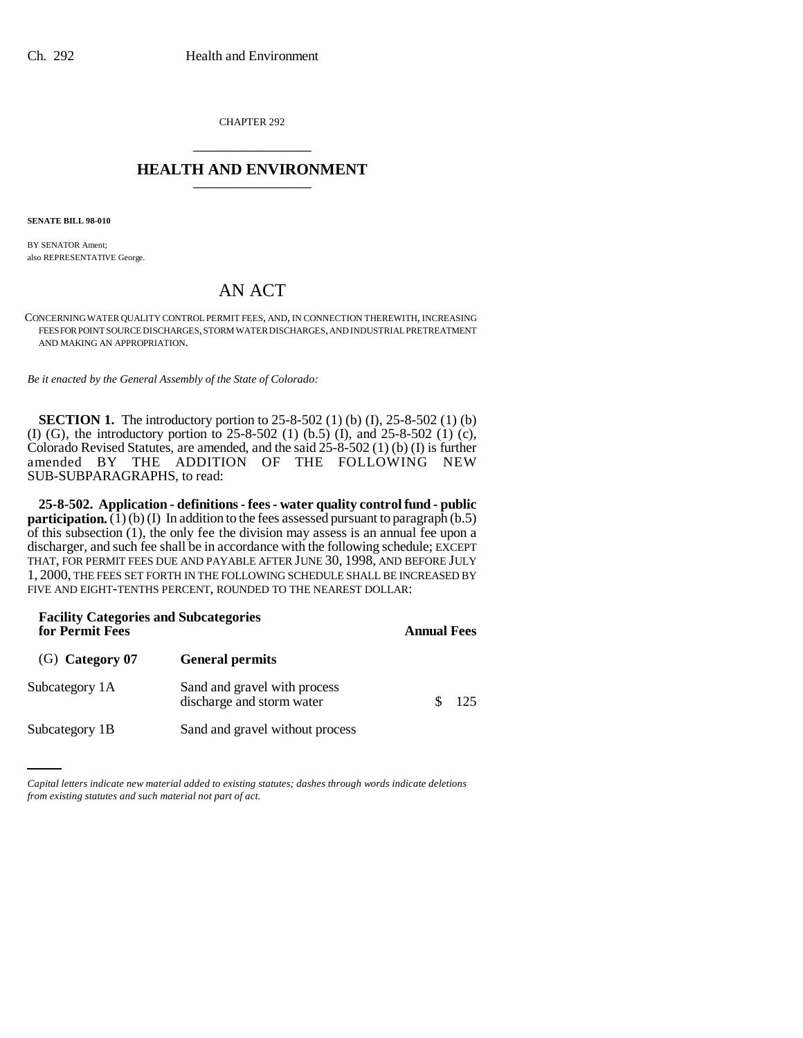CHAPTER 292

## HEALTH AND ENVIRONMENT

**SENATE BILL 98-010**

BY SENATOR Ament;
also REPRESENTATIVE George.

# AN ACT

CONCERNING WATER QUALITY CONTROL PERMIT FEES, AND, IN CONNECTION THEREWITH, INCREASING FEES FOR POINT SOURCE DISCHARGES, STORM WATER DISCHARGES, AND INDUSTRIAL PRETREATMENT AND MAKING AN APPROPRIATION.

*Be it enacted by the General Assembly of the State of Colorado:*

**SECTION 1.** The introductory portion to 25-8-502 (1) (b) (I), 25-8-502 (1) (b) (I) (G), the introductory portion to 25-8-502 (1) (b.5) (I), and 25-8-502 (1) (c), Colorado Revised Statutes, are amended, and the said 25-8-502 (1) (b) (I) is further amended BY THE ADDITION OF THE FOLLOWING NEW SUB-SUBPARAGRAPHS, to read:

**25-8-502. Application - definitions - fees - water quality control fund - public participation.** (1) (b) (I) In addition to the fees assessed pursuant to paragraph (b.5) of this subsection (1), the only fee the division may assess is an annual fee upon a discharger, and such fee shall be in accordance with the following schedule; EXCEPT THAT, FOR PERMIT FEES DUE AND PAYABLE AFTER JUNE 30, 1998, AND BEFORE JULY 1, 2000, THE FEES SET FORTH IN THE FOLLOWING SCHEDULE SHALL BE INCREASED BY FIVE AND EIGHT-TENTHS PERCENT, ROUNDED TO THE NEAREST DOLLAR:

| Facility Categories and Subcategories for Permit Fees | | Annual Fees |
|---|---|---|
| (G) **Category 07** | **General permits** | |
| Subcategory 1A | Sand and gravel with process discharge and storm water | $ 125 |
| Subcategory 1B | Sand and gravel without process | |

*Capital letters indicate new material added to existing statutes; dashes through words indicate deletions from existing statutes and such material not part of act.*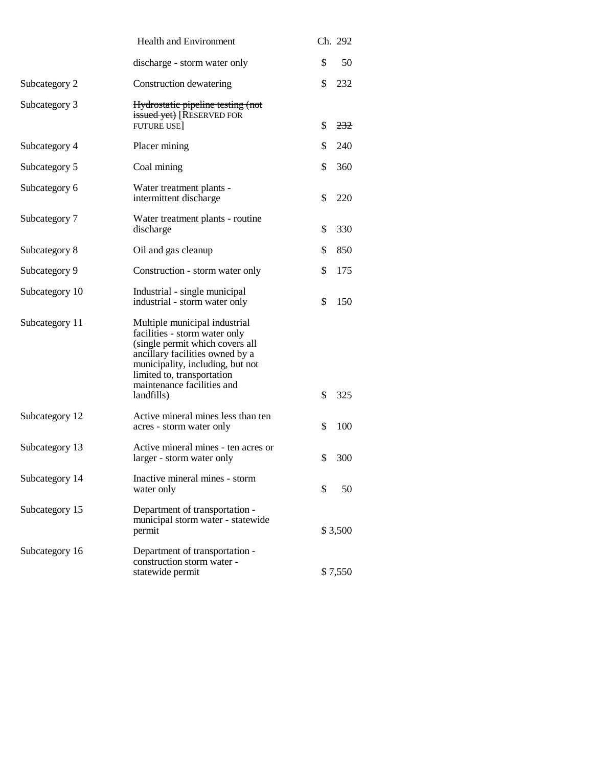| | | |
|---|---|---|
| | discharge - storm water only | $ 50 |
| Subcategory 2 | Construction dewatering | $ 232 |
| Subcategory 3 | ~~Hydrostatic pipeline testing (not issued yet)~~ [RESERVED FOR FUTURE USE] | $ ~~232~~ |
| Subcategory 4 | Placer mining | $ 240 |
| Subcategory 5 | Coal mining | $ 360 |
| Subcategory 6 | Water treatment plants - intermittent discharge | $ 220 |
| Subcategory 7 | Water treatment plants - routine discharge | $ 330 |
| Subcategory 8 | Oil and gas cleanup | $ 850 |
| Subcategory 9 | Construction - storm water only | $ 175 |
| Subcategory 10 | Industrial - single municipal industrial - storm water only | $ 150 |
| Subcategory 11 | Multiple municipal industrial facilities - storm water only (single permit which covers all ancillary facilities owned by a municipality, including, but not limited to, transportation maintenance facilities and landfills) | $ 325 |
| Subcategory 12 | Active mineral mines less than ten acres - storm water only | $ 100 |
| Subcategory 13 | Active mineral mines - ten acres or larger - storm water only | $ 300 |
| Subcategory 14 | Inactive mineral mines - storm water only | $ 50 |
| Subcategory 15 | Department of transportation - municipal storm water - statewide permit | $ 3,500 |
| Subcategory 16 | Department of transportation - construction storm water - statewide permit | $ 7,550 |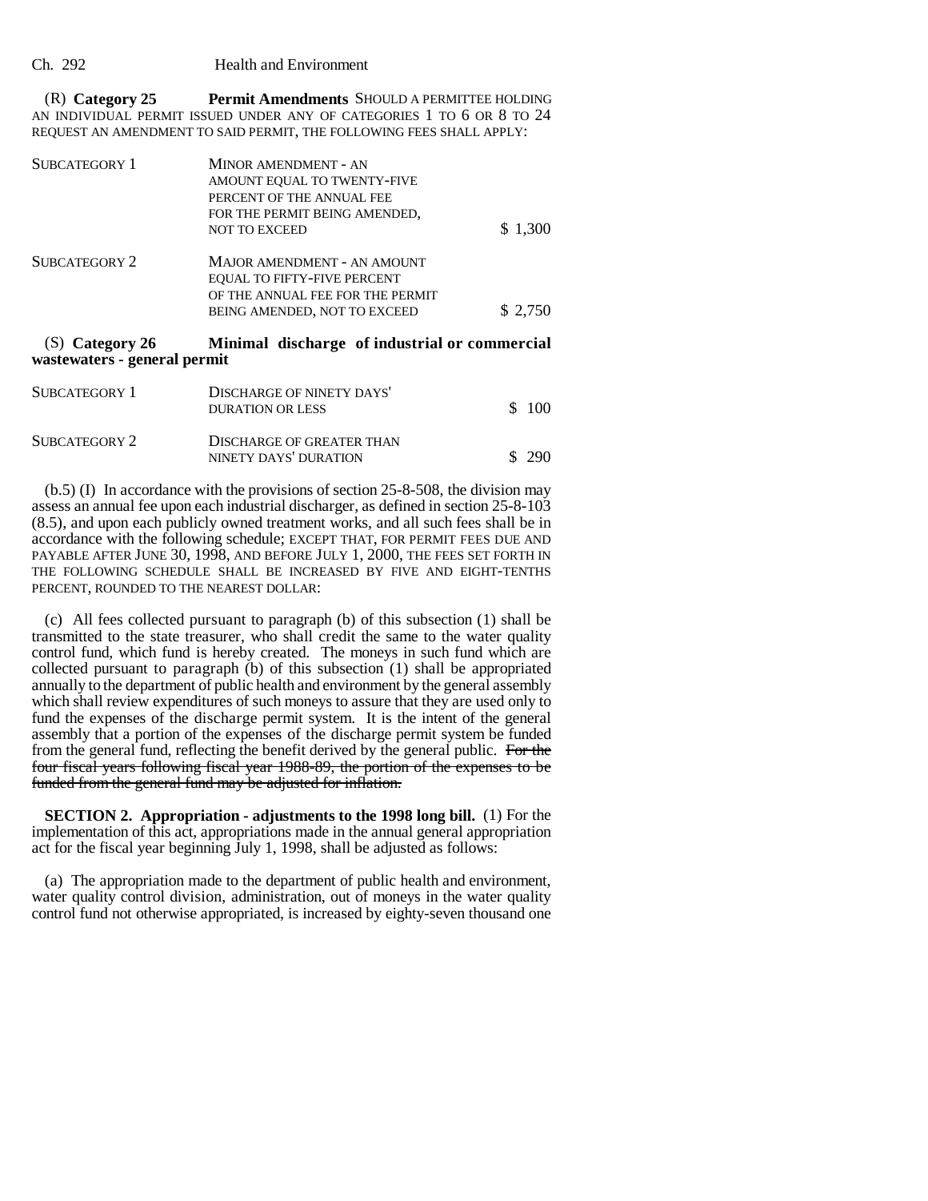(R) **Category 25** **Permit Amendments** SHOULD A PERMITTEE HOLDING AN INDIVIDUAL PERMIT ISSUED UNDER ANY OF CATEGORIES 1 TO 6 OR 8 TO 24 REQUEST AN AMENDMENT TO SAID PERMIT, THE FOLLOWING FEES SHALL APPLY:

| | | |
|---|---|---|
| SUBCATEGORY 1 | MINOR AMENDMENT - AN AMOUNT EQUAL TO TWENTY-FIVE PERCENT OF THE ANNUAL FEE FOR THE PERMIT BEING AMENDED, NOT TO EXCEED | $ 1,300 |
| SUBCATEGORY 2 | MAJOR AMENDMENT - AN AMOUNT EQUAL TO FIFTY-FIVE PERCENT OF THE ANNUAL FEE FOR THE PERMIT BEING AMENDED, NOT TO EXCEED | $ 2,750 |

(S) **Category 26** **Minimal discharge of industrial or commercial wastewaters - general permit**

| | | |
|---|---|---|
| SUBCATEGORY 1 | DISCHARGE OF NINETY DAYS' DURATION OR LESS | $ 100 |
| SUBCATEGORY 2 | DISCHARGE OF GREATER THAN NINETY DAYS' DURATION | $ 290 |

(b.5) (I) In accordance with the provisions of section 25-8-508, the division may assess an annual fee upon each industrial discharger, as defined in section 25-8-103 (8.5), and upon each publicly owned treatment works, and all such fees shall be in accordance with the following schedule; EXCEPT THAT, FOR PERMIT FEES DUE AND PAYABLE AFTER JUNE 30, 1998, AND BEFORE JULY 1, 2000, THE FEES SET FORTH IN THE FOLLOWING SCHEDULE SHALL BE INCREASED BY FIVE AND EIGHT-TENTHS PERCENT, ROUNDED TO THE NEAREST DOLLAR:

(c) All fees collected pursuant to paragraph (b) of this subsection (1) shall be transmitted to the state treasurer, who shall credit the same to the water quality control fund, which fund is hereby created. The moneys in such fund which are collected pursuant to paragraph (b) of this subsection (1) shall be appropriated annually to the department of public health and environment by the general assembly which shall review expenditures of such moneys to assure that they are used only to fund the expenses of the discharge permit system. It is the intent of the general assembly that a portion of the expenses of the discharge permit system be funded from the general fund, reflecting the benefit derived by the general public. ~~For the four fiscal years following fiscal year 1988-89, the portion of the expenses to be funded from the general fund may be adjusted for inflation.~~

**SECTION 2. Appropriation - adjustments to the 1998 long bill.** (1) For the implementation of this act, appropriations made in the annual general appropriation act for the fiscal year beginning July 1, 1998, shall be adjusted as follows:

(a) The appropriation made to the department of public health and environment, water quality control division, administration, out of moneys in the water quality control fund not otherwise appropriated, is increased by eighty-seven thousand one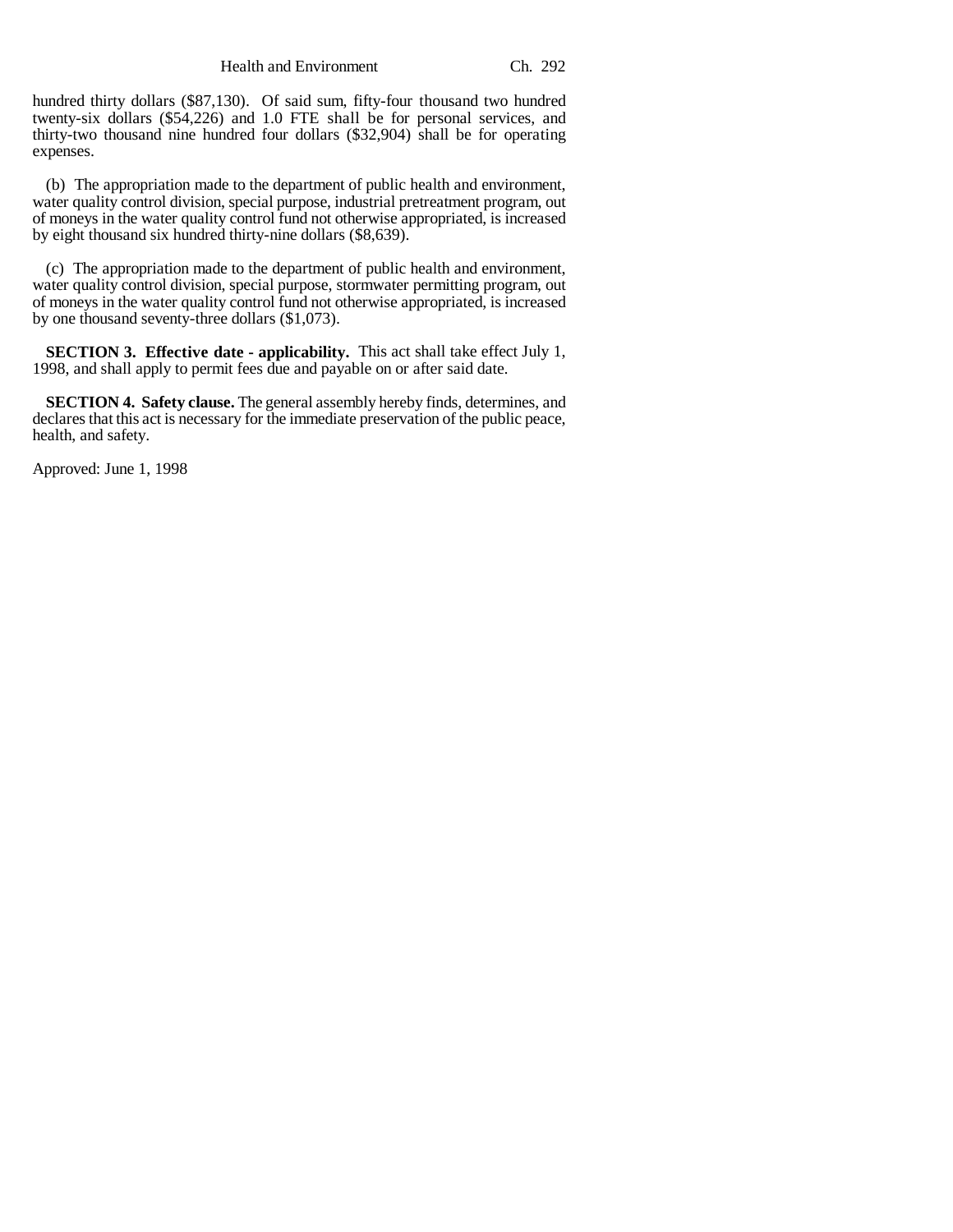hundred thirty dollars ($87,130). Of said sum, fifty-four thousand two hundred twenty-six dollars ($54,226) and 1.0 FTE shall be for personal services, and thirty-two thousand nine hundred four dollars ($32,904) shall be for operating expenses.

(b) The appropriation made to the department of public health and environment, water quality control division, special purpose, industrial pretreatment program, out of moneys in the water quality control fund not otherwise appropriated, is increased by eight thousand six hundred thirty-nine dollars ($8,639).

(c) The appropriation made to the department of public health and environment, water quality control division, special purpose, stormwater permitting program, out of moneys in the water quality control fund not otherwise appropriated, is increased by one thousand seventy-three dollars ($1,073).

**SECTION 3. Effective date - applicability.** This act shall take effect July 1, 1998, and shall apply to permit fees due and payable on or after said date.

**SECTION 4. Safety clause.** The general assembly hereby finds, determines, and declares that this act is necessary for the immediate preservation of the public peace, health, and safety.

Approved: June 1, 1998